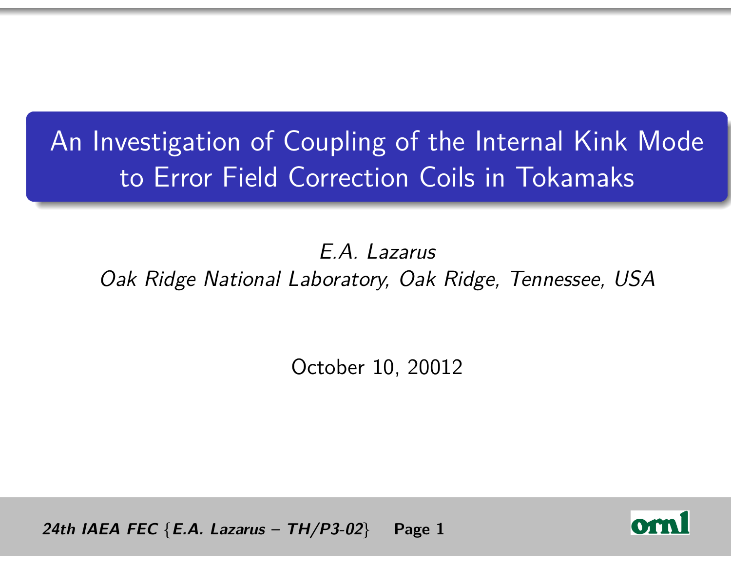# An Investigation of Coupling of the Internal Kink Mode to Error Field Correction Coils in Tokamaks

*E.A. Lazarus*

*Oak Ridge National Laboratory, Oak Ridge, Tennessee, USA*

October 10, 20012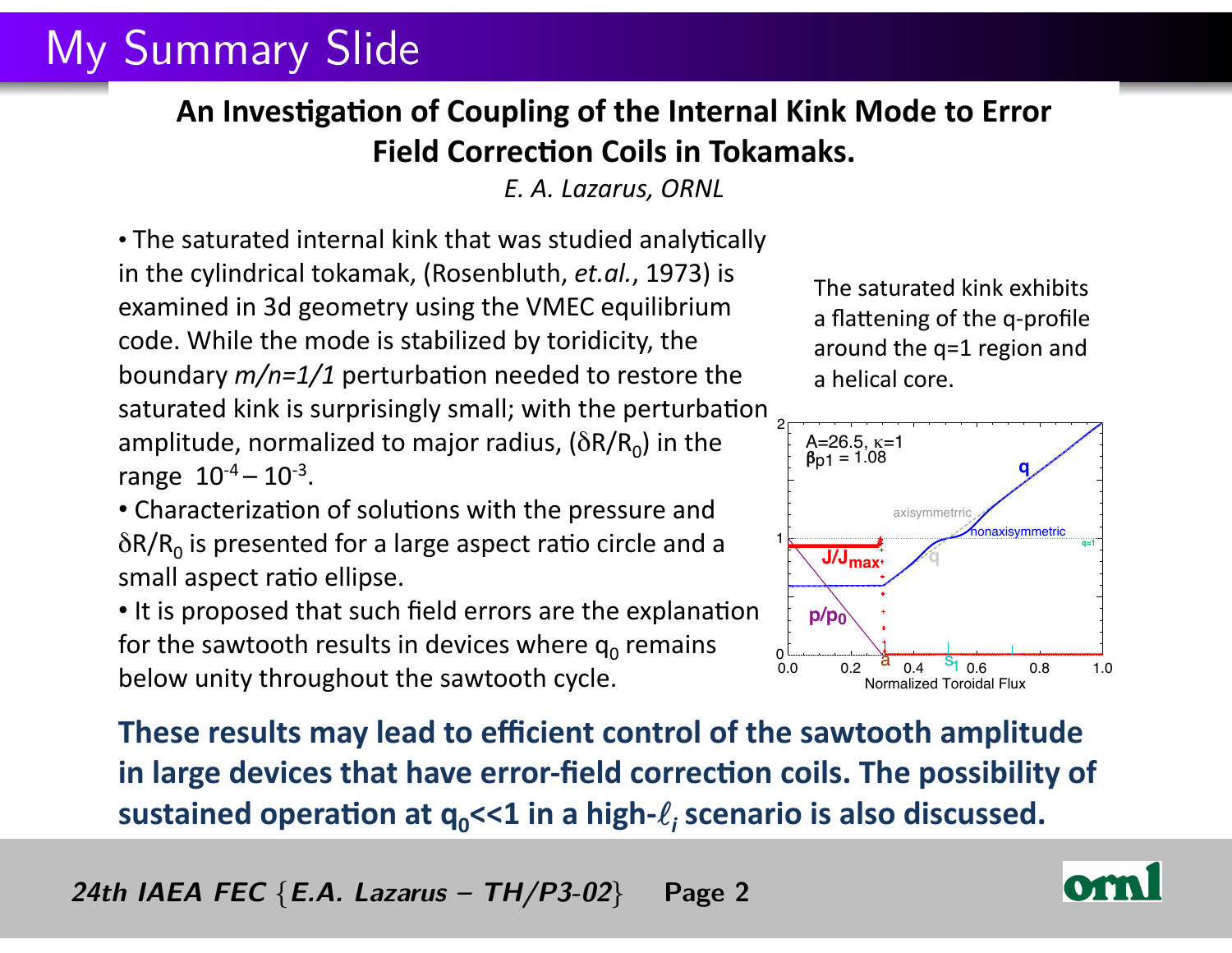# My Summary Slide

## An Investigation of Coupling of the Internal Kink Mode to Error Field Correction Coils in Tokamaks.

*E. A. Lazarus, ORNL*

- The saturated internal kink that was studied analytically in the cylindrical tokamak, (Rosenbluth, *et.al.*, 1973) is examined in 3d geometry using the VMEC equilibrium code. While the mode is stabilized by toridicity, the boundary *m/n=1/1* perturbation needed to restore the saturated kink is surprisingly small; with the perturbation amplitude, normalized to major radius, ($\delta R/R_0$) in the range $10^{-4} - 10^{-3}$.
- Characterization of solutions with the pressure and $\delta R/R_0$ is presented for a large aspect ratio circle and a small aspect ratio ellipse.
- It is proposed that such field errors are the explanation for the sawtooth results in devices where $q_0$ remains below unity throughout the sawtooth cycle.

The saturated kink exhibits a flattening of the q-profile around the q=1 region and a helical core.

**These results may lead to efficient control of the sawtooth amplitude in large devices that have error-field correction coils. The possibility of sustained operation at $q_0 \ll 1$ in a high-$\ell_i$ scenario is also discussed.**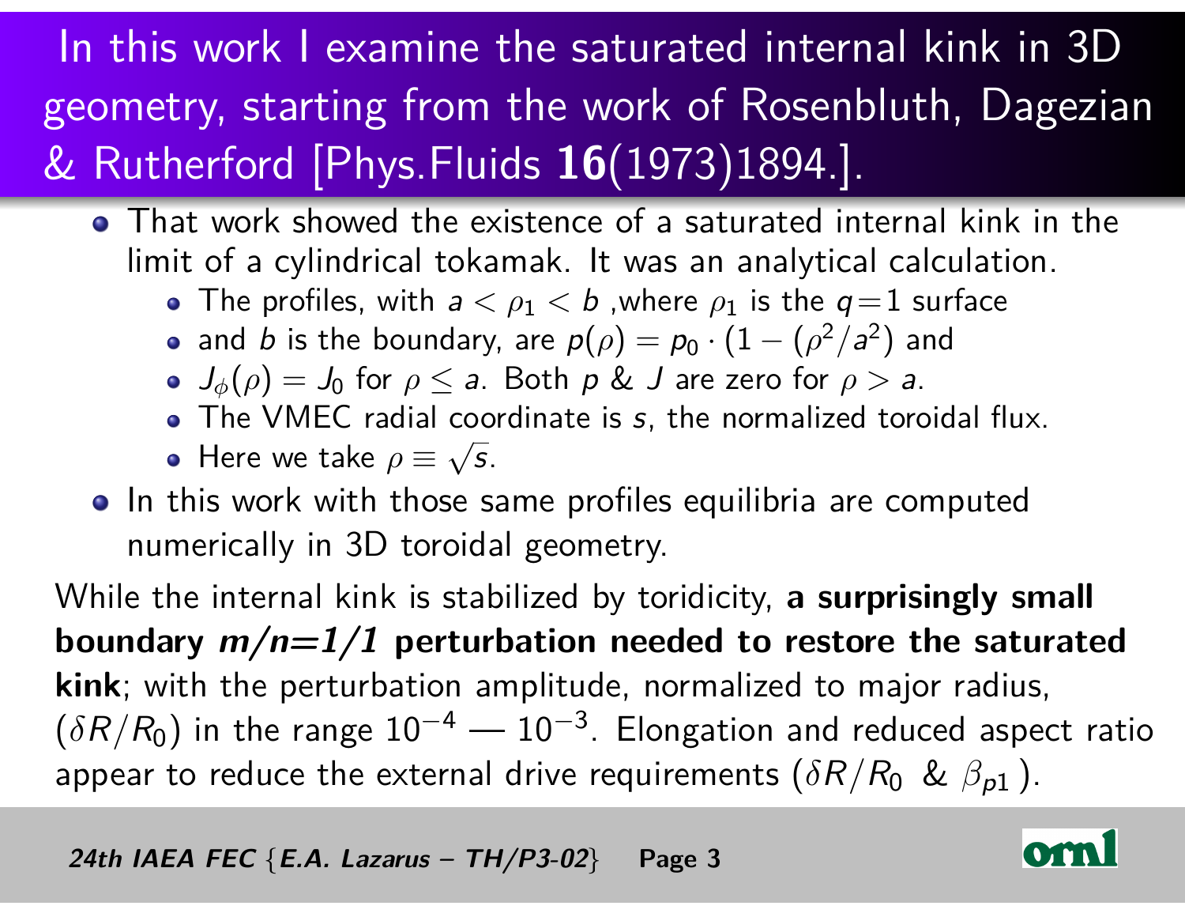# In this work I examine the saturated internal kink in 3D geometry, starting from the work of Rosenbluth, Dagezian & Rutherford [Phys.Fluids **16**(1973)1894.].

- That work showed the existence of a saturated internal kink in the limit of a cylindrical tokamak. It was an analytical calculation.
  - The profiles, with $a < \rho_1 < b$ ,where $\rho_1$ is the $q = 1$ surface
  - and $b$ is the boundary, are $p(\rho) = p_0 \cdot (1 - (\rho^2/a^2)$ and
  - $J_\phi(\rho) = J_0$ for $\rho \leq a$. Both $p$ & $J$ are zero for $\rho > a$.
  - The VMEC radial coordinate is $s$, the normalized toroidal flux.
  - Here we take $\rho \equiv \sqrt{s}$.
- In this work with those same profiles equilibria are computed numerically in 3D toroidal geometry.

While the internal kink is stabilized by toridicity, **a surprisingly small boundary *m/n=1/1* perturbation needed to restore the saturated kink**; with the perturbation amplitude, normalized to major radius, $(\delta R/R_0)$ in the range $10^{-4}$ — $10^{-3}$. Elongation and reduced aspect ratio appear to reduce the external drive requirements ($\delta R/R_0$ & $\beta_{p1}$).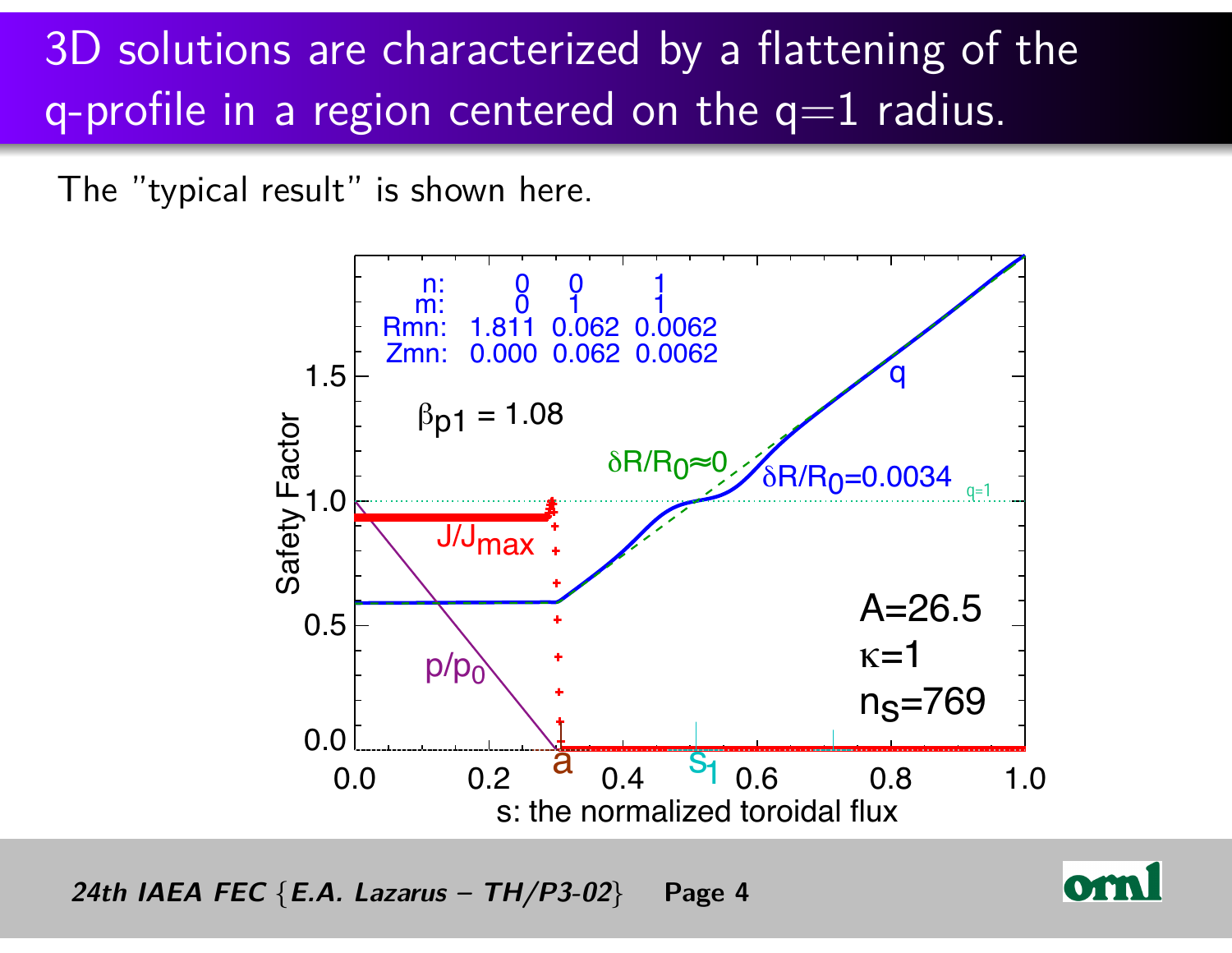# 3D solutions are characterized by a flattening of the q-profile in a region centered on the q=1 radius.

The "typical result" is shown here.

| n: | 0 | 0 | 1 |
|---|---|---|---|
| m: | 0 | 1 | 1 |
| Rmn: | 1.811 | 0.062 | 0.0062 |
| Zmn: | 0.000 | 0.062 | 0.0062 |

$\beta_{p1} = 1.08$

$\delta R/R_0 \approx 0$

$\delta R/R_0 = 0.0034$

q

q=1

$J/J_{max}$

$p/p_0$

A=26.5

$\kappa$=1

$n_S$=769

a

$s_1$

Safety Factor

s: the normalized toroidal flux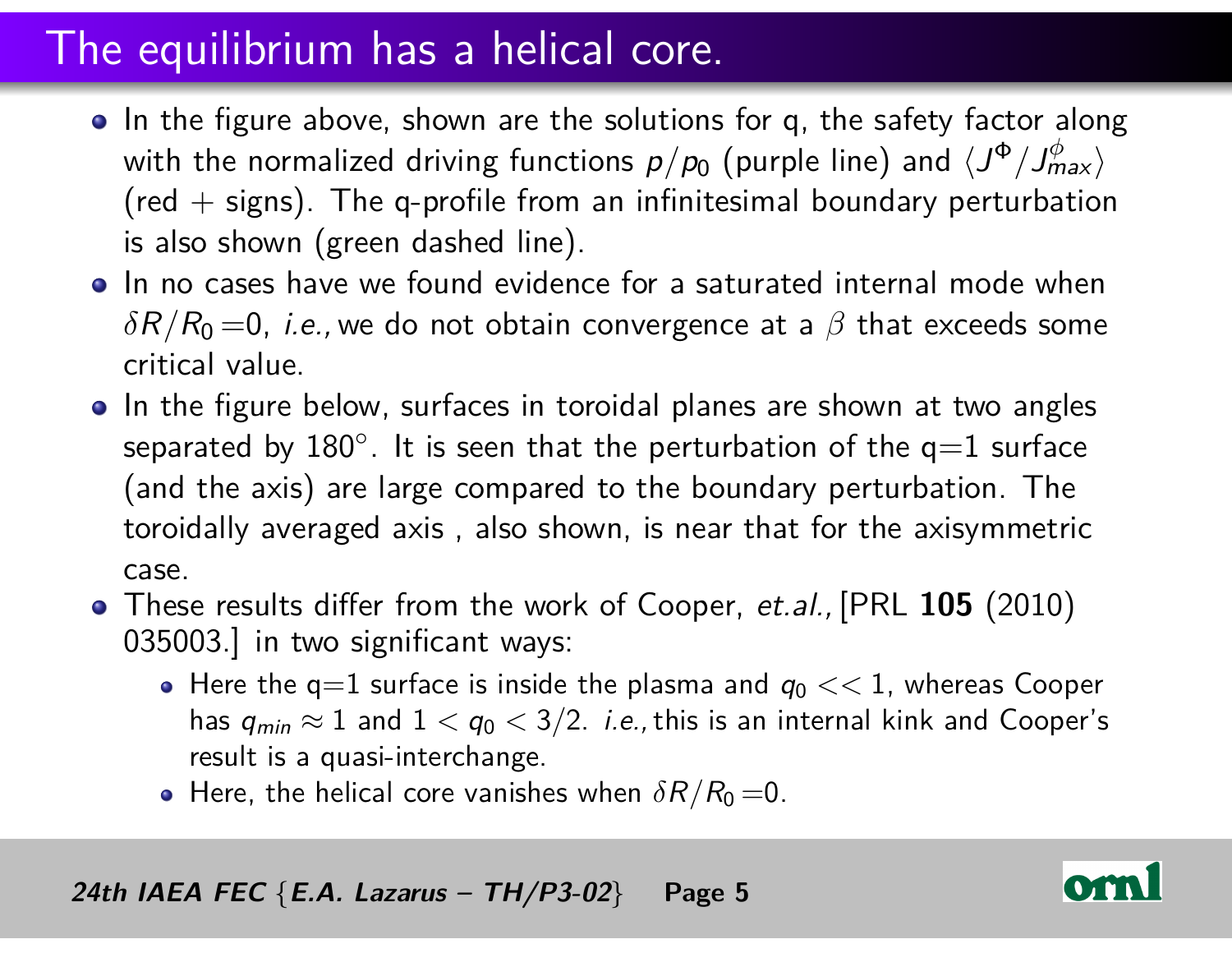# The equilibrium has a helical core.

- In the figure above, shown are the solutions for q, the safety factor along with the normalized driving functions $p/p_0$ (purple line) and $\langle J^{\Phi}/J^{\phi}_{max}\rangle$ (red + signs). The q-profile from an infinitesimal boundary perturbation is also shown (green dashed line).
- In no cases have we found evidence for a saturated internal mode when $\delta R/R_0 = 0$, *i.e.,* we do not obtain convergence at a $\beta$ that exceeds some critical value.
- In the figure below, surfaces in toroidal planes are shown at two angles separated by $180^{\circ}$. It is seen that the perturbation of the q=1 surface (and the axis) are large compared to the boundary perturbation. The toroidally averaged axis , also shown, is near that for the axisymmetric case.
- These results differ from the work of Cooper, *et.al.,* [PRL **105** (2010) 035003.] in two significant ways:
  - Here the q=1 surface is inside the plasma and $q_0 << 1$, whereas Cooper has $q_{min} \approx 1$ and $1 < q_0 < 3/2$. *i.e.,* this is an internal kink and Cooper's result is a quasi-interchange.
  - Here, the helical core vanishes when $\delta R/R_0 = 0$.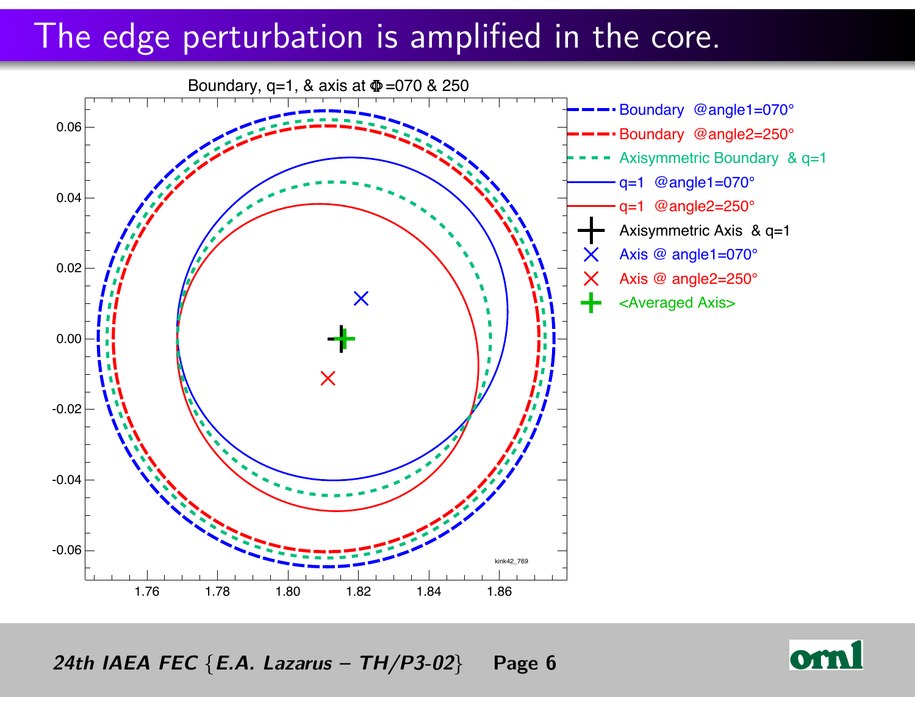# The edge perturbation is amplified in the core.

Boundary, q=1, & axis at Φ=070 & 250

- Boundary @angle1=070°
- Boundary @angle2=250°
- Axisymmetric Boundary & q=1
- q=1 @angle1=070°
- q=1 @angle2=250°
- Axisymmetric Axis & q=1
- Axis @ angle1=070°
- Axis @ angle2=250°
- <Averaged Axis>

kink42_769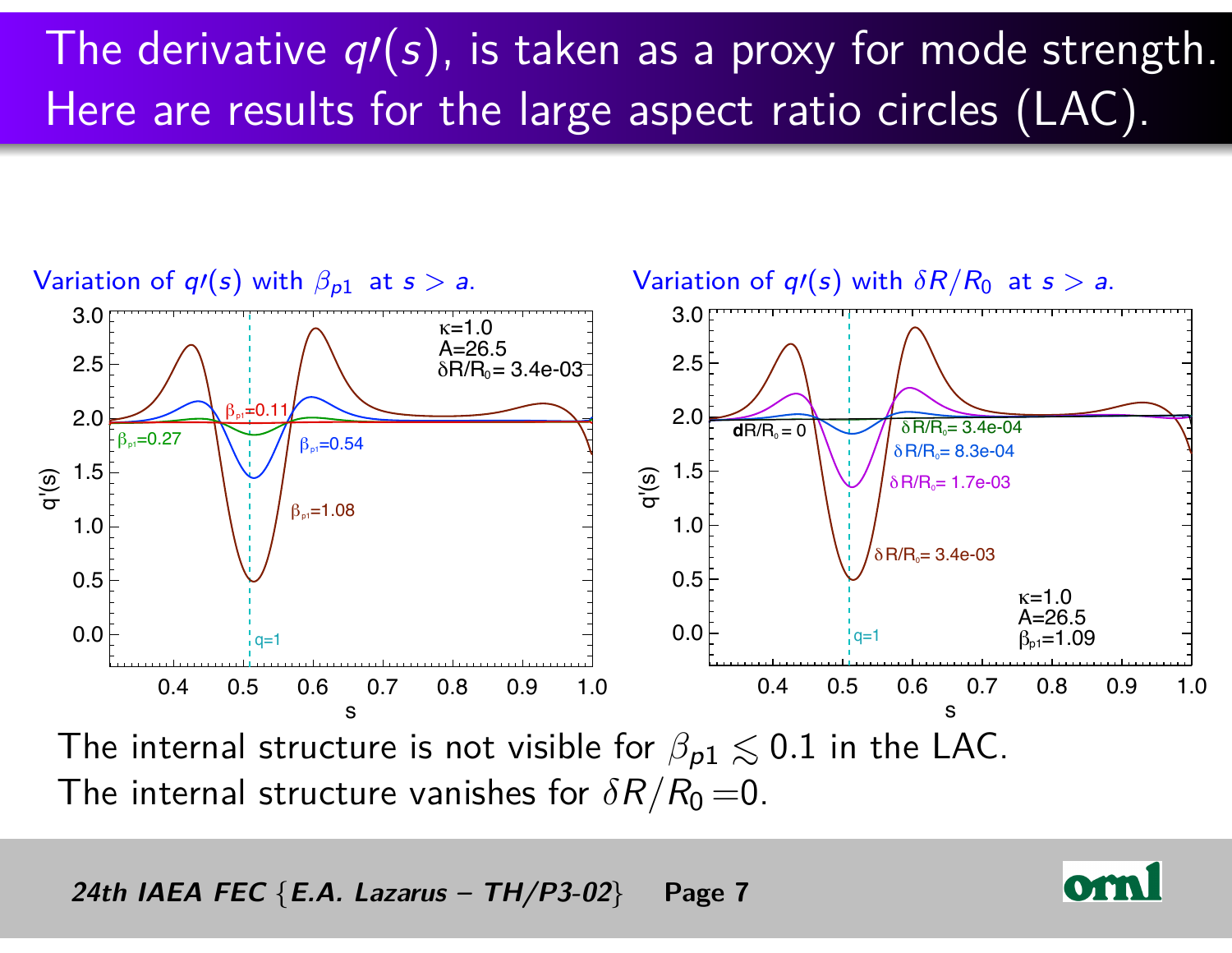# The derivative $q\prime(s)$, is taken as a proxy for mode strength. Here are results for the large aspect ratio circles (LAC).

Variation of $q\prime(s)$ with $\beta_{p1}$ at $s > a$.

Variation of $q\prime(s)$ with $\delta R/R_0$ at $s > a$.

The internal structure is not visible for $\beta_{p1} \lesssim 0.1$ in the LAC.

The internal structure vanishes for $\delta R/R_0 = 0$.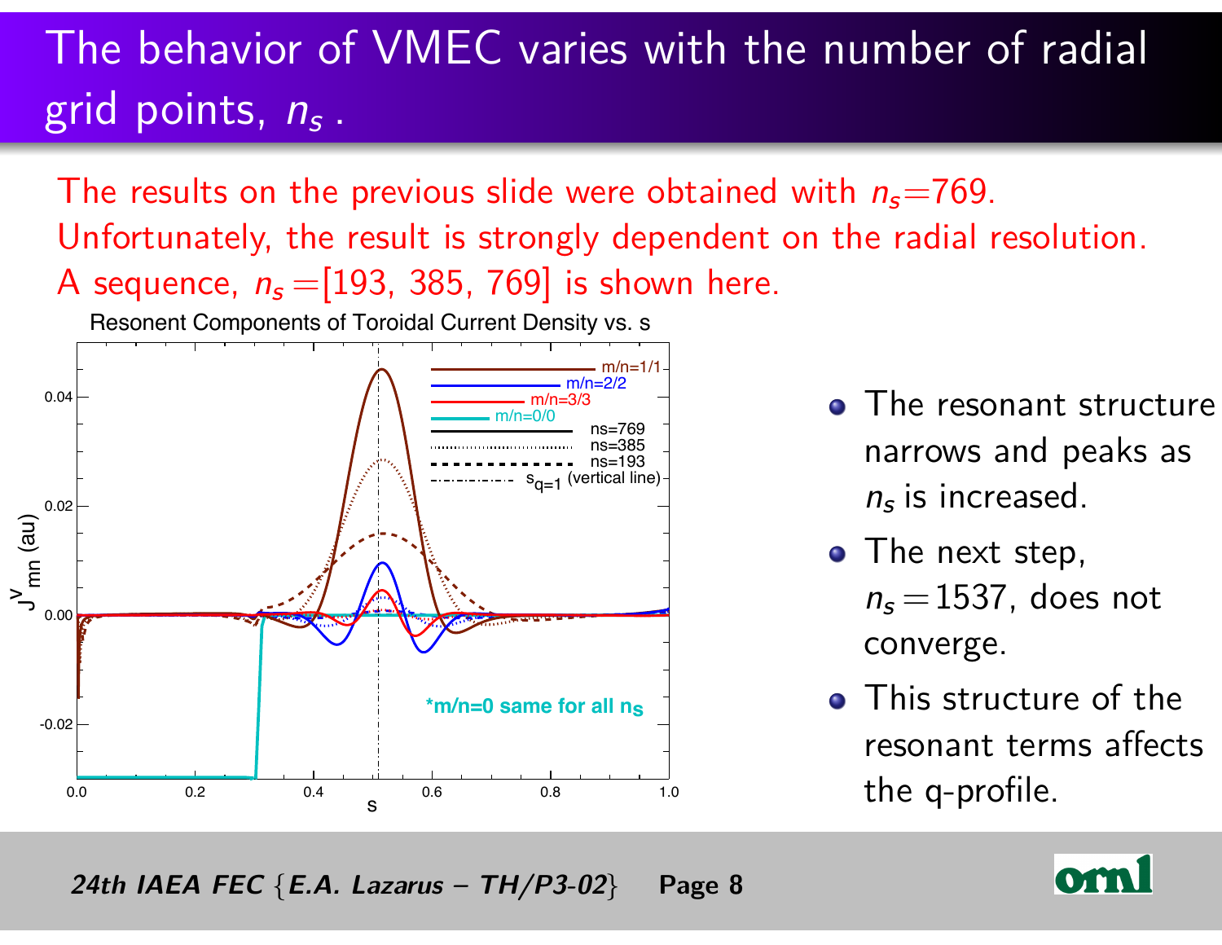# The behavior of VMEC varies with the number of radial grid points, $n_s$ .

The results on the previous slide were obtained with $n_s$=769.
Unfortunately, the result is strongly dependent on the radial resolution.
A sequence, $n_s$ =[193, 385, 769] is shown here.

Resonent Components of Toroidal Current Density vs. s

- The resonant structure narrows and peaks as $n_s$ is increased.
- The next step, $n_s$ =1537, does not converge.
- This structure of the resonant terms affects the q-profile.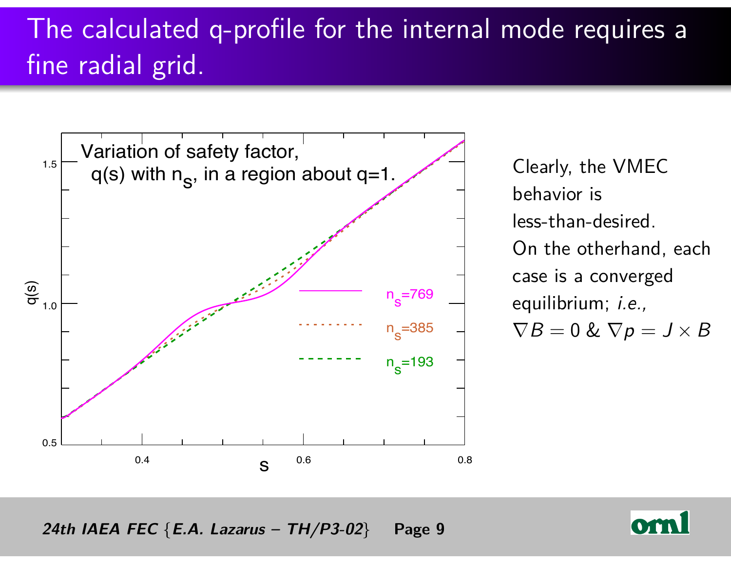# The calculated q-profile for the internal mode requires a fine radial grid.

Variation of safety factor, q(s) with $n_s$, in a region about q=1.

$n_s$=769

$n_s$=385

$n_s$=193

Clearly, the VMEC behavior is less-than-desired.

On the otherhand, each case is a converged equilibrium; *i.e.*, $\nabla B = 0$ & $\nabla p = J \times B$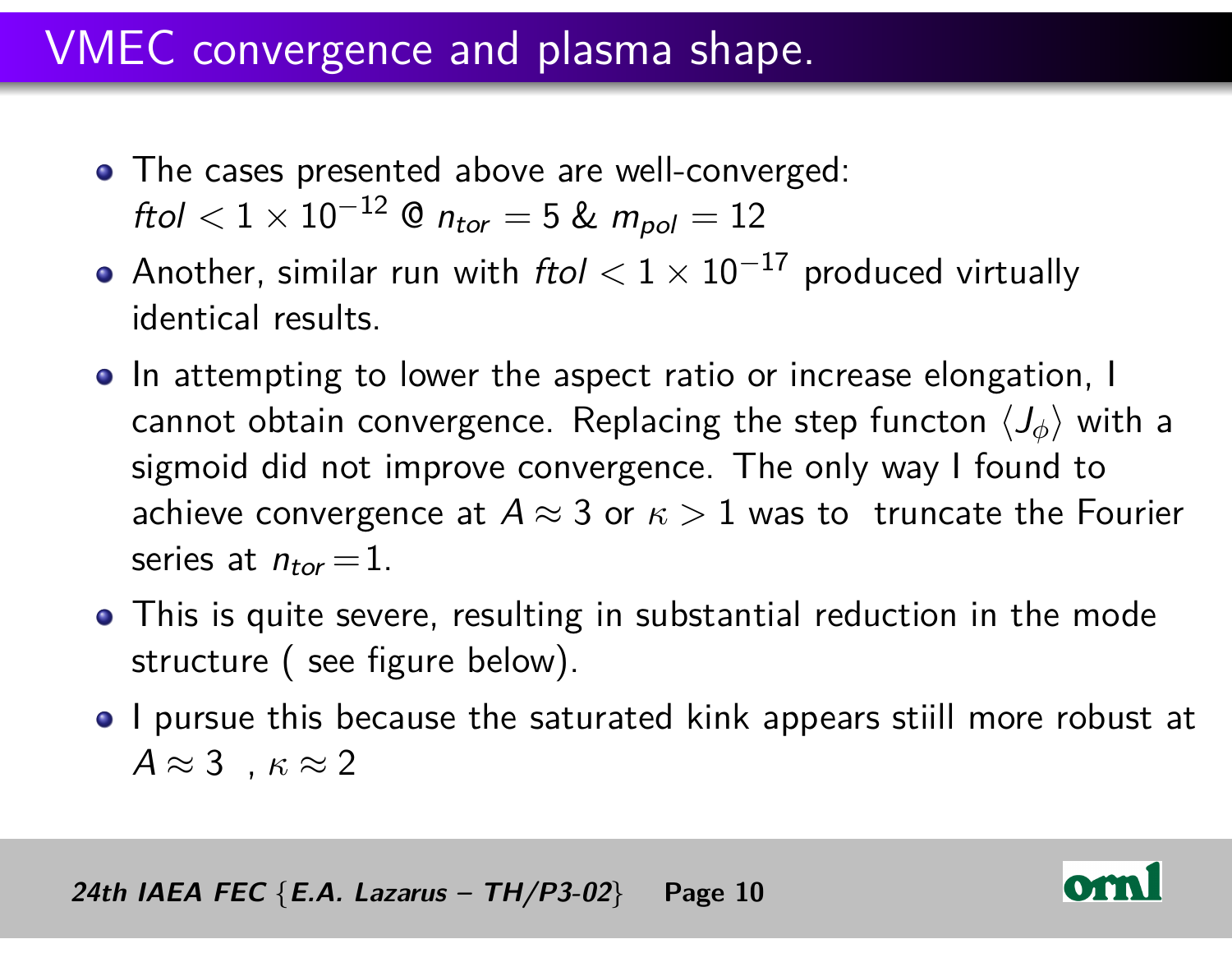# VMEC convergence and plasma shape.

- The cases presented above are well-converged: *ftol* $< 1 \times 10^{-12}$ @ $n_{tor} = 5$ & $m_{pol} = 12$
- Another, similar run with *ftol* $< 1 \times 10^{-17}$ produced virtually identical results.
- In attempting to lower the aspect ratio or increase elongation, I cannot obtain convergence. Replacing the step functon $\langle J_\phi \rangle$ with a sigmoid did not improve convergence. The only way I found to achieve convergence at $A \approx 3$ or $\kappa > 1$ was to truncate the Fourier series at $n_{tor} = 1$.
- This is quite severe, resulting in substantial reduction in the mode structure ( see figure below).
- I pursue this because the saturated kink appears stiill more robust at $A \approx 3$ , $\kappa \approx 2$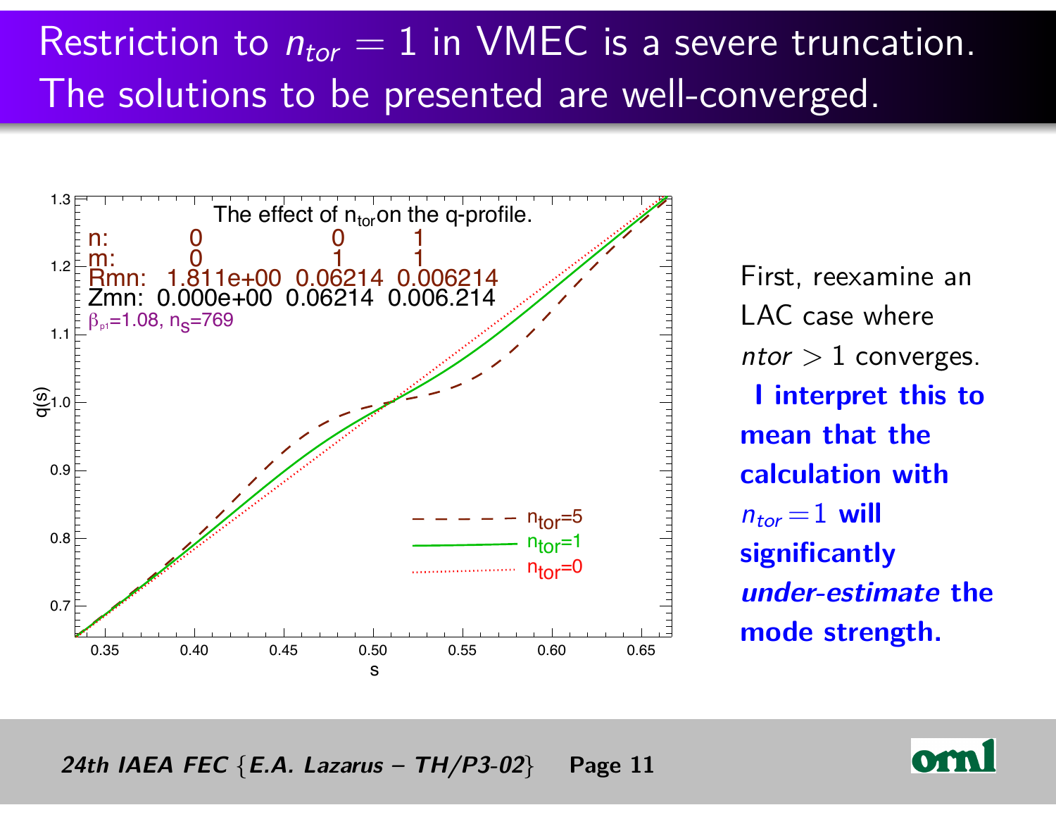# Restriction to $n_{tor} = 1$ in VMEC is a severe truncation. The solutions to be presented are well-converged.

First, reexamine an LAC case where $ntor > 1$ converges.

**I interpret this to mean that the calculation with $n_{tor} = 1$ will significantly *under-estimate* the mode strength.**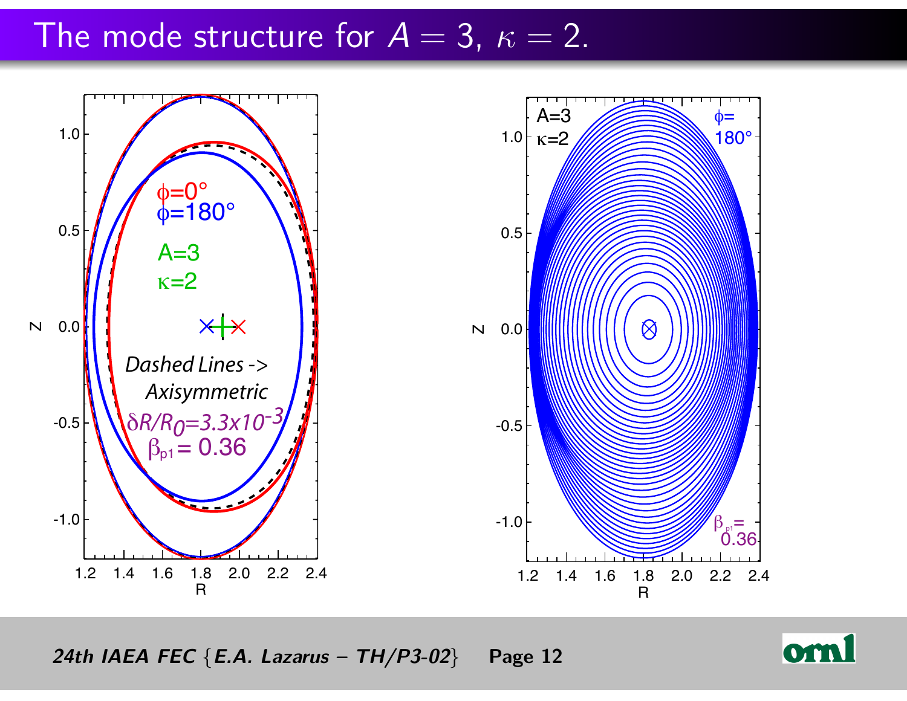# The mode structure for $A = 3$, $\kappa = 2$.

$\phi=0°$

$\phi=180°$

A=3

$\kappa$=2

*Dashed Lines -> Axisymmetric*

$\delta R/R_0=3.3\times10^{-3}$

$\beta_{p1}= 0.36$

A=3

$\kappa$=2

$\phi=180°$

$\beta_{p1}= 0.36$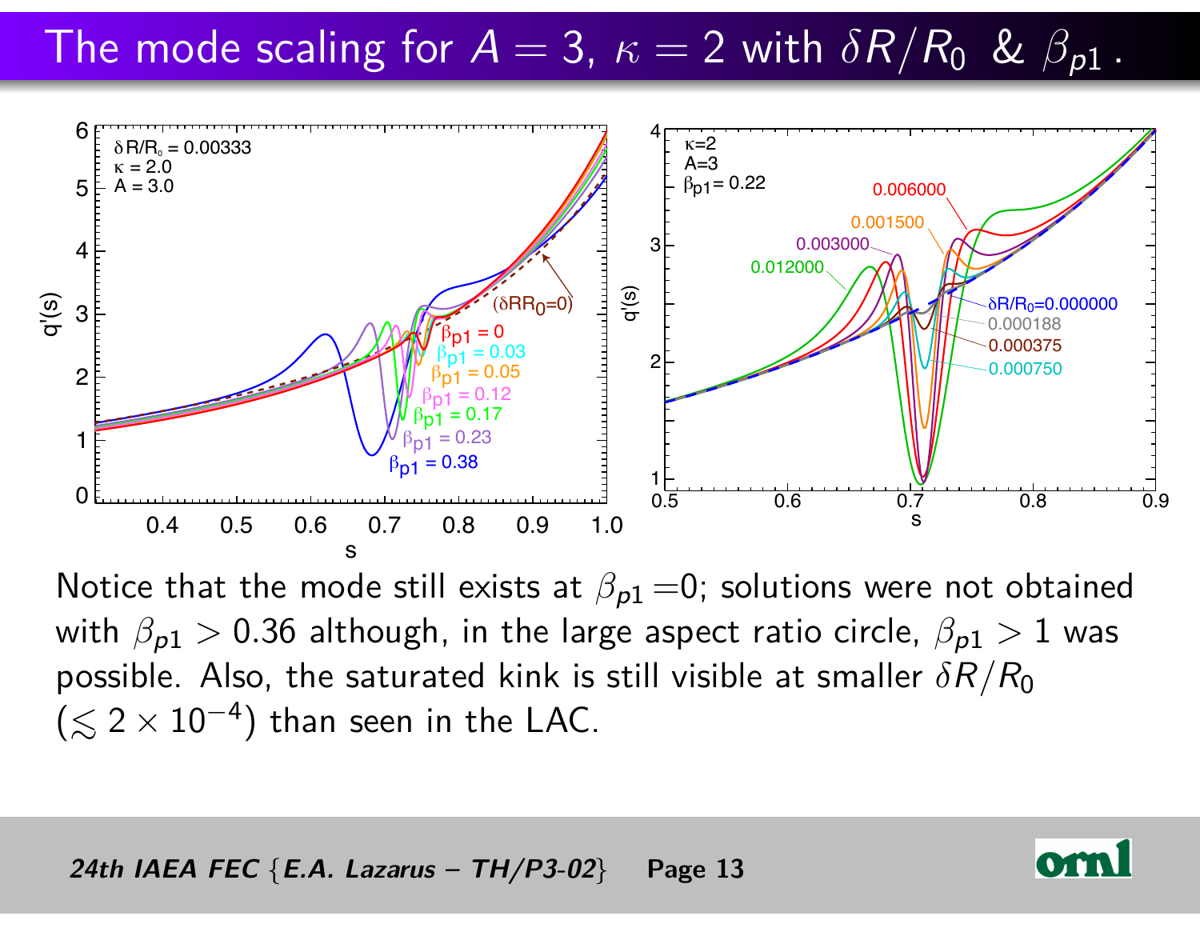# The mode scaling for $A = 3$, $\kappa = 2$ with $\delta R/R_0$ & $\beta_{p1}$.

Notice that the mode still exists at $\beta_{p1}$ =0; solutions were not obtained with $\beta_{p1} > 0.36$ although, in the large aspect ratio circle, $\beta_{p1} > 1$ was possible. Also, the saturated kink is still visible at smaller $\delta R/R_0$ ($\lesssim 2 \times 10^{-4}$) than seen in the LAC.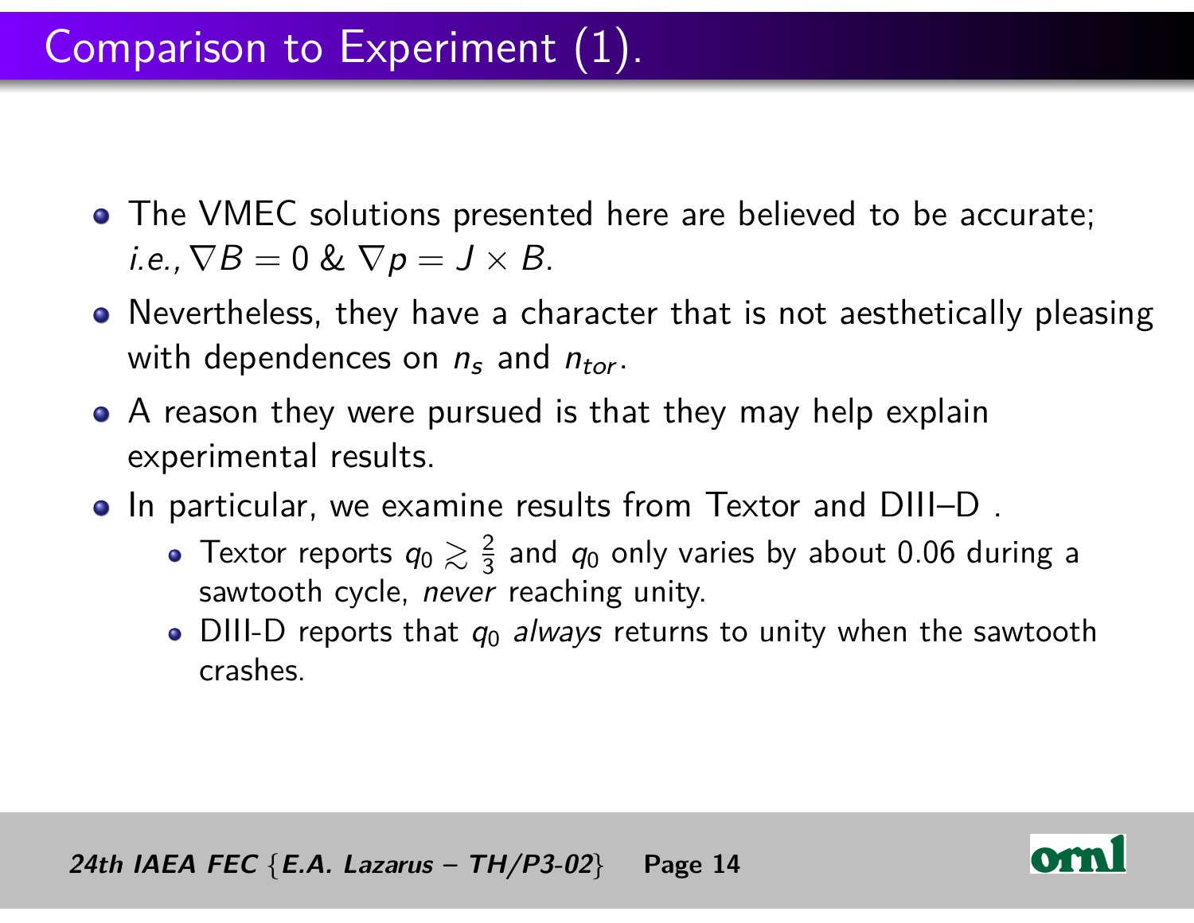# Comparison to Experiment (1).

- The VMEC solutions presented here are believed to be accurate; *i.e.,* $\nabla B = 0$ & $\nabla p = J \times B$.
- Nevertheless, they have a character that is not aesthetically pleasing with dependences on $n_s$ and $n_{tor}$.
- A reason they were pursued is that they may help explain experimental results.
- In particular, we examine results from Textor and DIII–D .
  - Textor reports $q_0 \gtrsim \frac{2}{3}$ and $q_0$ only varies by about 0.06 during a sawtooth cycle, *never* reaching unity.
  - DIII-D reports that $q_0$ *always* returns to unity when the sawtooth crashes.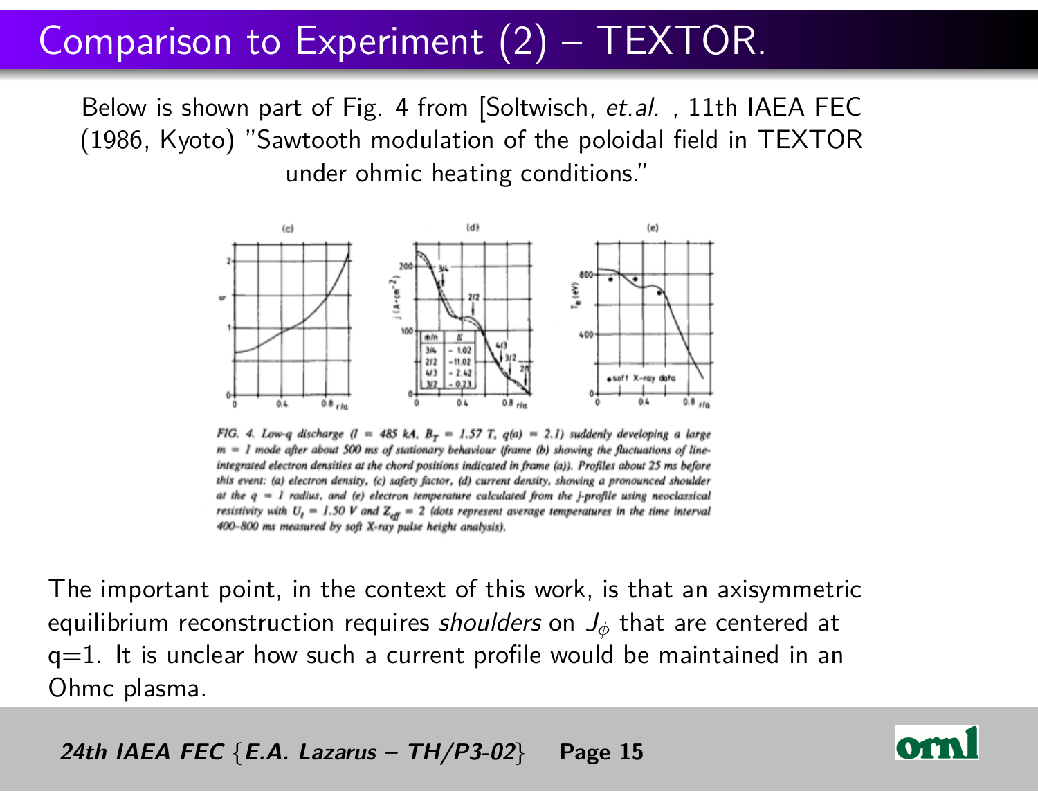# Comparison to Experiment (2) – TEXTOR.

Below is shown part of Fig. 4 from [Soltwisch, *et.al.* , 11th IAEA FEC (1986, Kyoto) "Sawtooth modulation of the poloidal field in TEXTOR under ohmic heating conditions."

| m/n | Δ' |
|---|---|
| 3/4 | - 1.02 |
| 2/2 | -11.02 |
| 4/3 | - 2.42 |
| 3/2 | - 0.23 |

*FIG. 4. Low-q discharge ($I$ = 485 kA, $B_T$ = 1.57 T, $q(a)$ = 2.1) suddenly developing a large $m$ = 1 mode after about 500 ms of stationary behaviour (frame (b) showing the fluctuations of line-integrated electron densities at the chord positions indicated in frame (a)). Profiles about 25 ms before this event: (a) electron density, (c) safety factor, (d) current density, showing a pronounced shoulder at the $q$ = 1 radius, and (e) electron temperature calculated from the j-profile using neoclassical resistivity with $U_l$ = 1.50 V and $Z_{eff}$ = 2 (dots represent average temperatures in the time interval 400–800 ms measured by soft X-ray pulse height analysis).*

The important point, in the context of this work, is that an axisymmetric equilibrium reconstruction requires *shoulders* on $J_\phi$ that are centered at q=1. It is unclear how such a current profile would be maintained in an Ohmc plasma.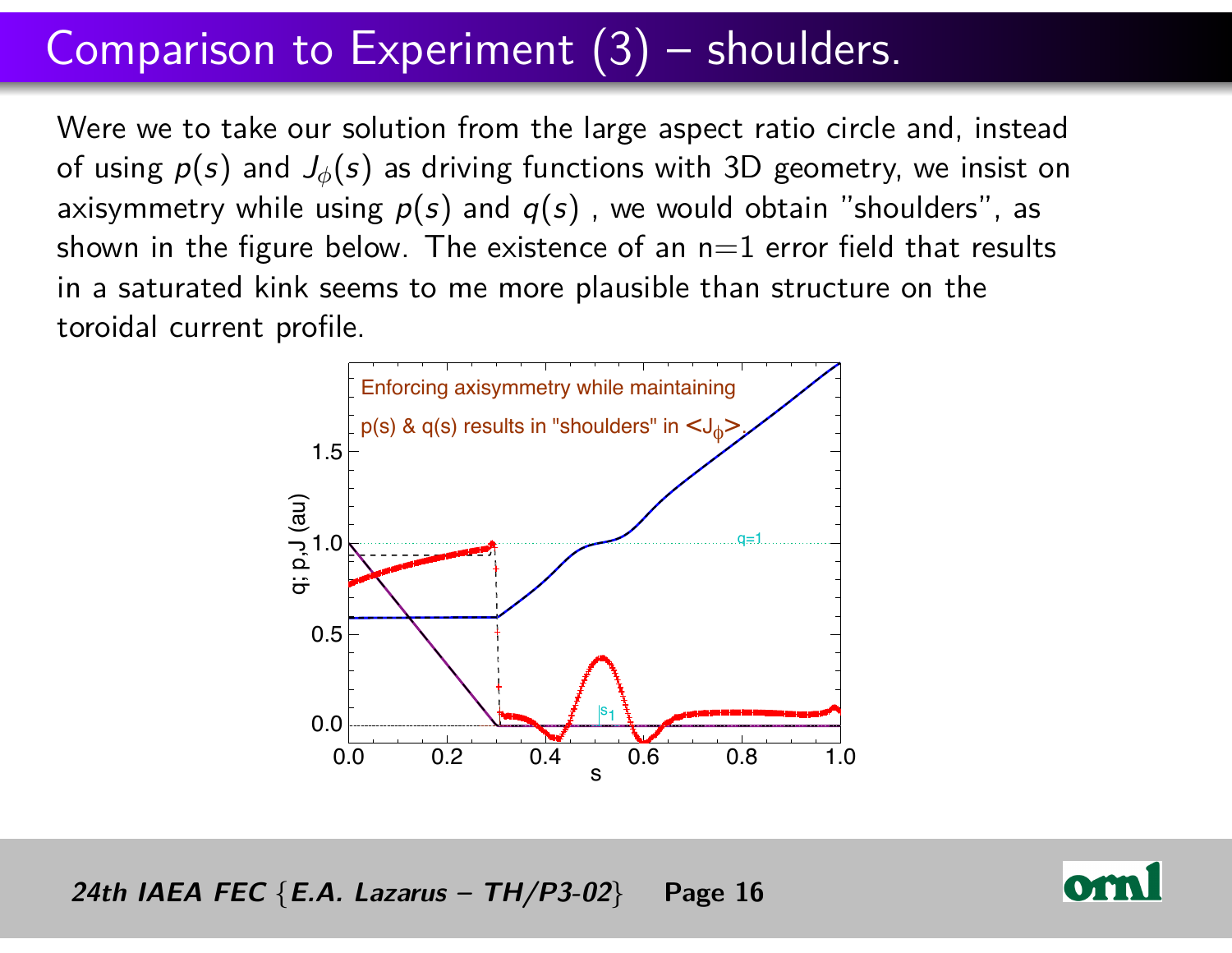# Comparison to Experiment (3) – shoulders.

Were we to take our solution from the large aspect ratio circle and, instead of using $p(s)$ and $J_\phi(s)$ as driving functions with 3D geometry, we insist on axisymmetry while using $p(s)$ and $q(s)$ , we would obtain "shoulders", as shown in the figure below. The existence of an n=1 error field that results in a saturated kink seems to me more plausible than structure on the toroidal current profile.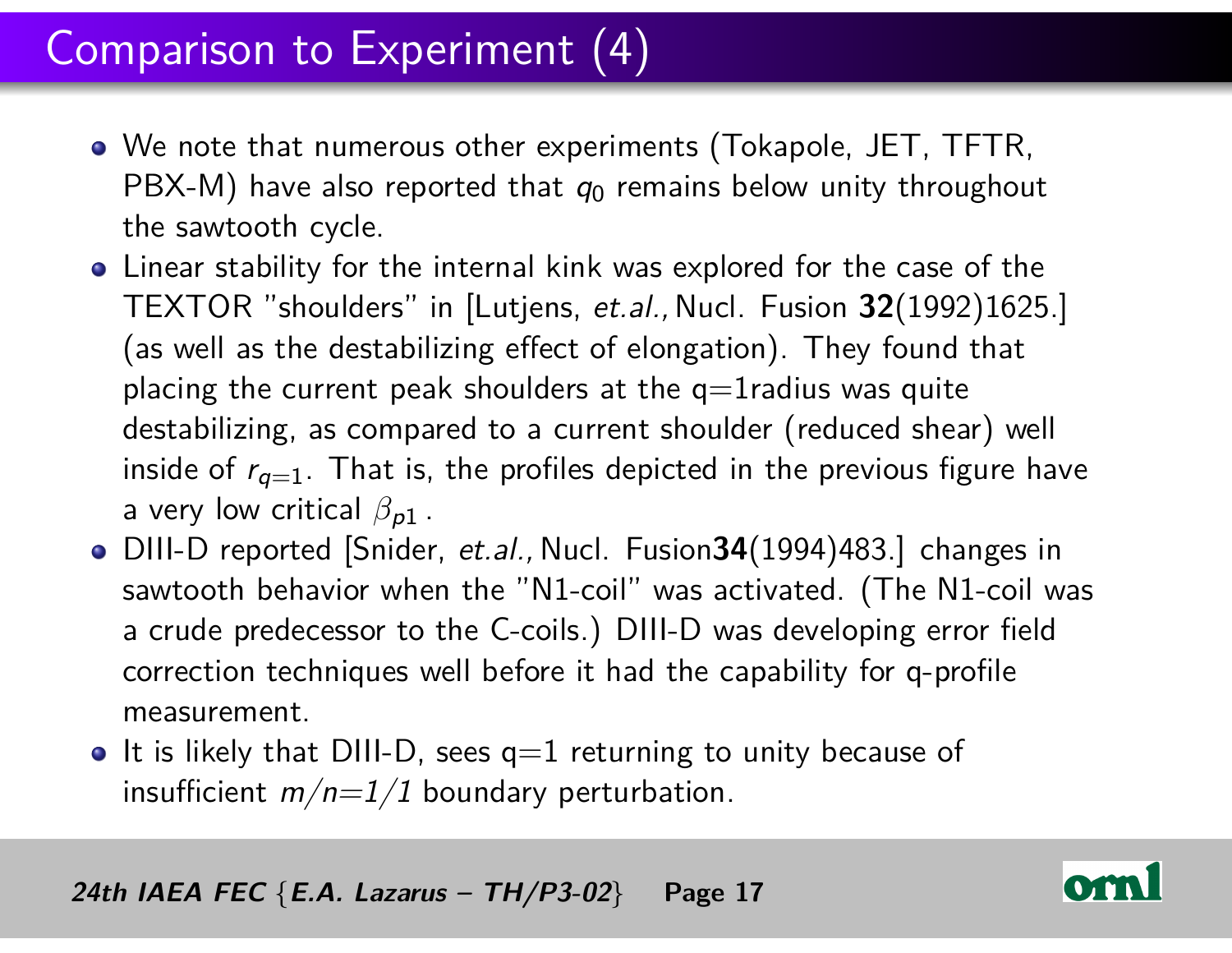# Comparison to Experiment (4)

- We note that numerous other experiments (Tokapole, JET, TFTR, PBX-M) have also reported that $q_0$ remains below unity throughout the sawtooth cycle.
- Linear stability for the internal kink was explored for the case of the TEXTOR "shoulders" in [Lutjens, *et.al.,* Nucl. Fusion **32**(1992)1625.] (as well as the destabilizing effect of elongation). They found that placing the current peak shoulders at the q=1radius was quite destabilizing, as compared to a current shoulder (reduced shear) well inside of $r_{q=1}$. That is, the profiles depicted in the previous figure have a very low critical $\beta_{p1}$ .
- DIII-D reported [Snider, *et.al.,* Nucl. Fusion**34**(1994)483.] changes in sawtooth behavior when the "N1-coil" was activated. (The N1-coil was a crude predecessor to the C-coils.) DIII-D was developing error field correction techniques well before it had the capability for q-profile measurement.
- It is likely that DIII-D, sees q=1 returning to unity because of insufficient *m/n=1/1* boundary perturbation.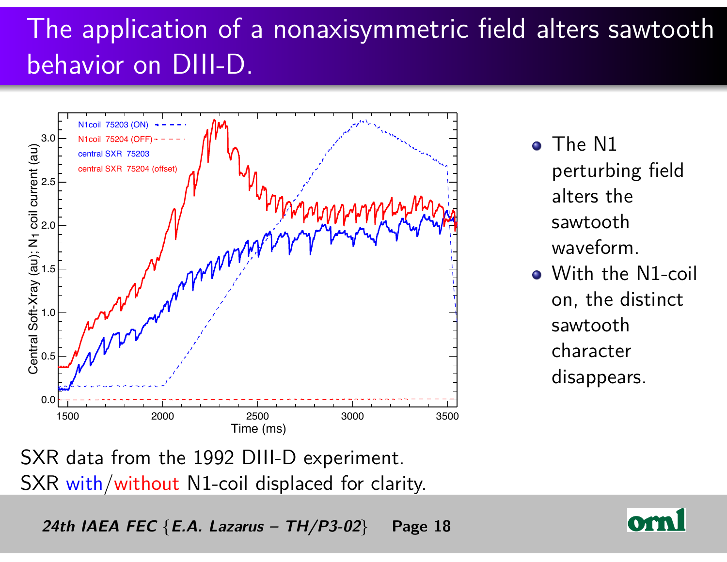# The application of a nonaxisymmetric field alters sawtooth behavior on DIII-D.

- The N1 perturbing field alters the sawtooth waveform.
- With the N1-coil on, the distinct sawtooth character disappears.

SXR data from the 1992 DIII-D experiment.
SXR with/without N1-coil displaced for clarity.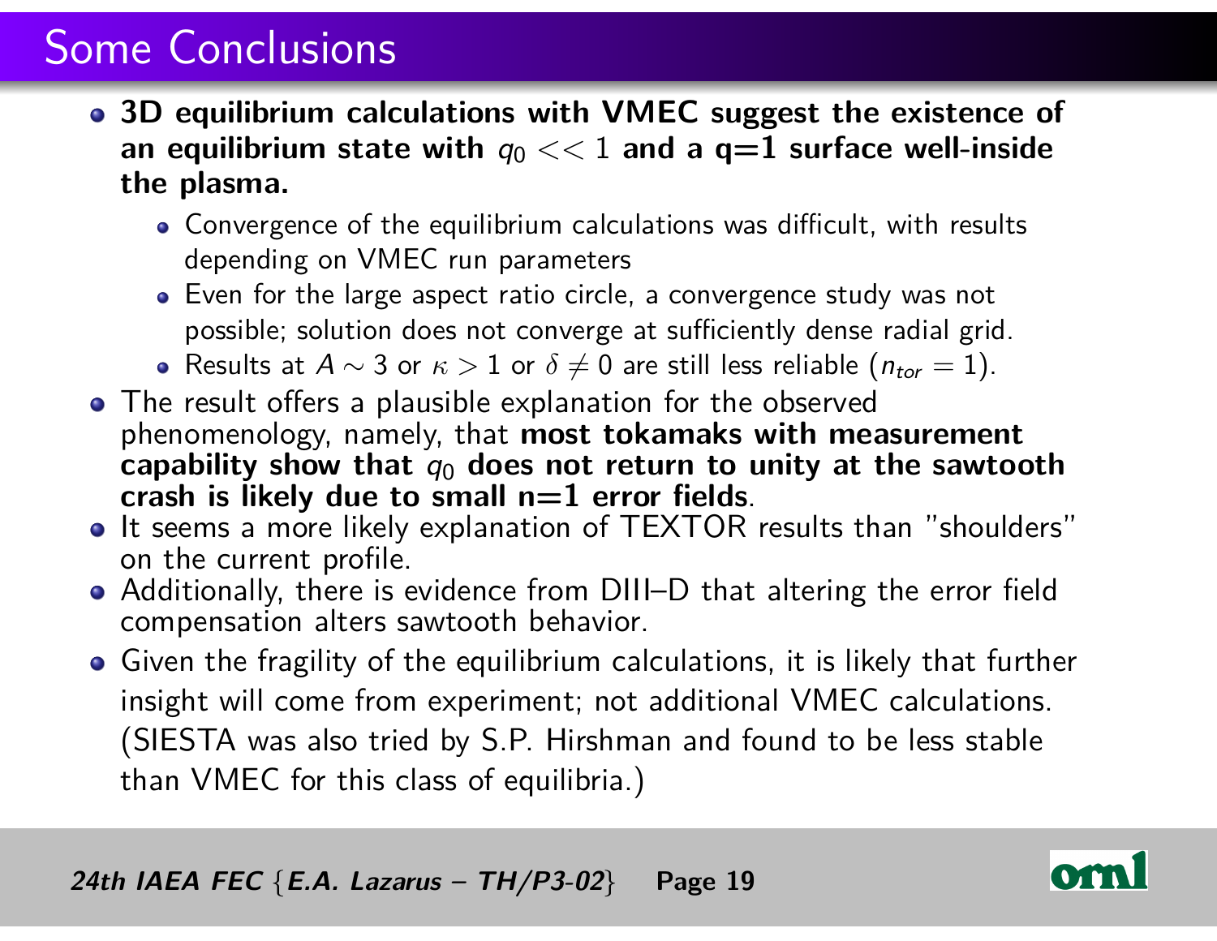# Some Conclusions

- **3D equilibrium calculations with VMEC suggest the existence of an equilibrium state with $q_0 << 1$ and a q=1 surface well-inside the plasma.**
  - Convergence of the equilibrium calculations was difficult, with results depending on VMEC run parameters
  - Even for the large aspect ratio circle, a convergence study was not possible; solution does not converge at sufficiently dense radial grid.
  - Results at $A \sim 3$ or $\kappa > 1$ or $\delta \neq 0$ are still less reliable ($n_{tor} = 1$).
- The result offers a plausible explanation for the observed phenomenology, namely, that **most tokamaks with measurement capability show that $q_0$ does not return to unity at the sawtooth crash is likely due to small n=1 error fields**.
- It seems a more likely explanation of TEXTOR results than "shoulders" on the current profile.
- Additionally, there is evidence from DIII–D that altering the error field compensation alters sawtooth behavior.
- Given the fragility of the equilibrium calculations, it is likely that further insight will come from experiment; not additional VMEC calculations. (SIESTA was also tried by S.P. Hirshman and found to be less stable than VMEC for this class of equilibria.)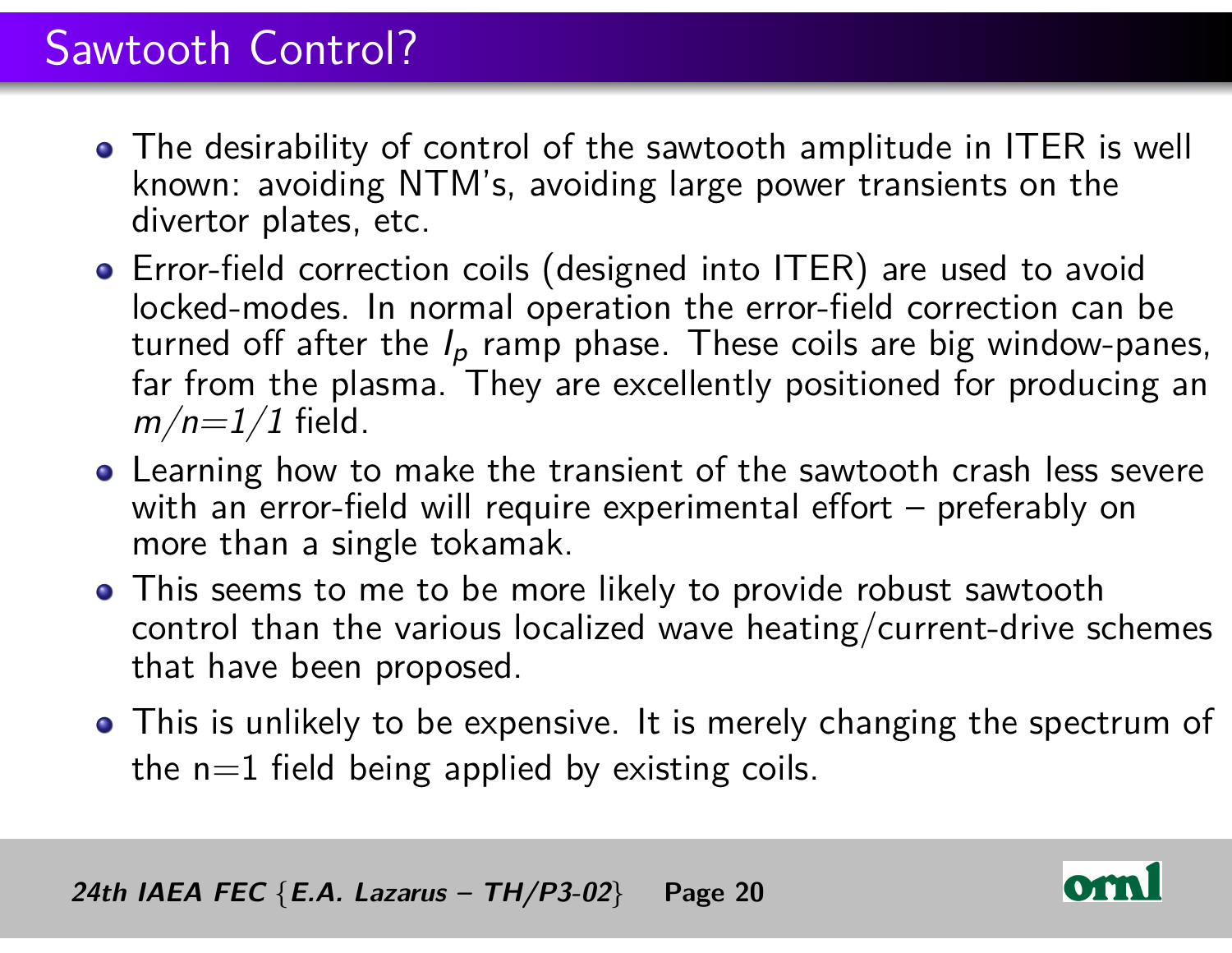# Sawtooth Control?

- The desirability of control of the sawtooth amplitude in ITER is well known: avoiding NTM's, avoiding large power transients on the divertor plates, etc.
- Error-field correction coils (designed into ITER) are used to avoid locked-modes. In normal operation the error-field correction can be turned off after the $I_p$ ramp phase. These coils are big window-panes, far from the plasma. They are excellently positioned for producing an $m/n$=$1/1$ field.
- Learning how to make the transient of the sawtooth crash less severe with an error-field will require experimental effort – preferably on more than a single tokamak.
- This seems to me to be more likely to provide robust sawtooth control than the various localized wave heating/current-drive schemes that have been proposed.
- This is unlikely to be expensive. It is merely changing the spectrum of the n=1 field being applied by existing coils.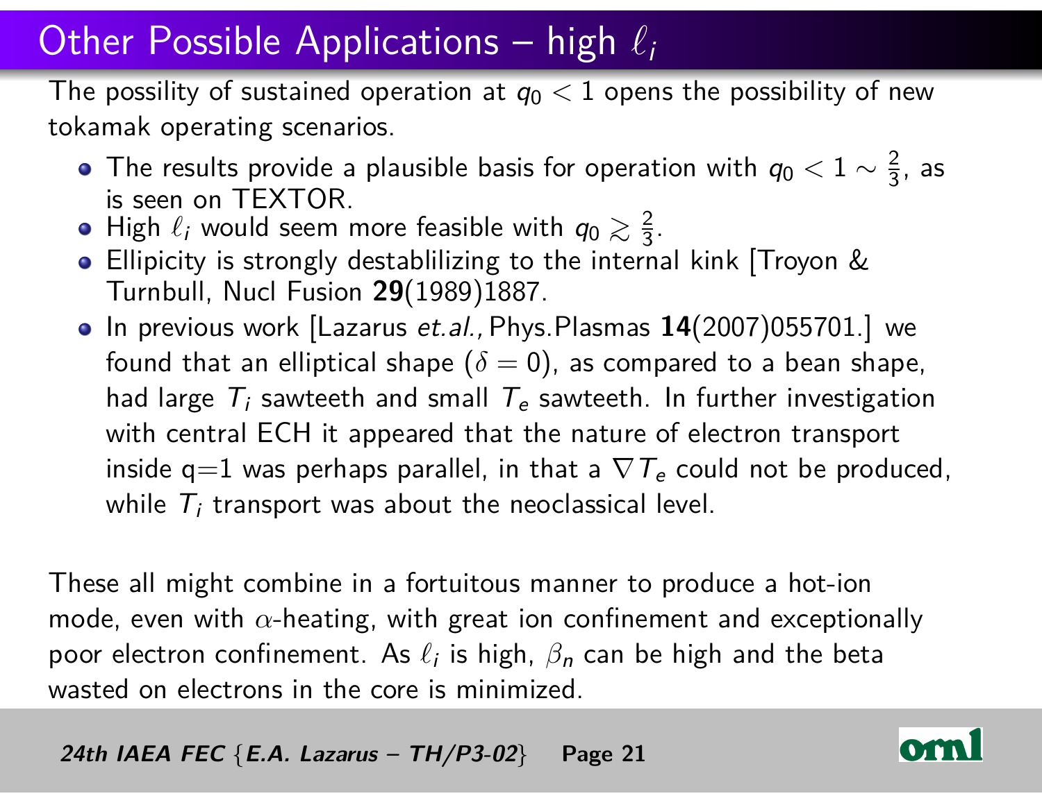# Other Possible Applications – high $\ell_i$

The possility of sustained operation at $q_0 < 1$ opens the possibility of new tokamak operating scenarios.

- The results provide a plausible basis for operation with $q_0 < 1 \sim \frac{2}{3}$, as is seen on TEXTOR.
- High $\ell_i$ would seem more feasible with $q_0 \gtrsim \frac{2}{3}$.
- Ellipicity is strongly destablilizing to the internal kink [Troyon & Turnbull, Nucl Fusion **29**(1989)1887.
- In previous work [Lazarus *et.al.,* Phys.Plasmas **14**(2007)055701.] we found that an elliptical shape ($\delta = 0$), as compared to a bean shape, had large $T_i$ sawteeth and small $T_e$ sawteeth. In further investigation with central ECH it appeared that the nature of electron transport inside q=1 was perhaps parallel, in that a $\nabla T_e$ could not be produced, while $T_i$ transport was about the neoclassical level.

These all might combine in a fortuitous manner to produce a hot-ion mode, even with $\alpha$-heating, with great ion confinement and exceptionally poor electron confinement. As $\ell_i$ is high, $\beta_n$ can be high and the beta wasted on electrons in the core is minimized.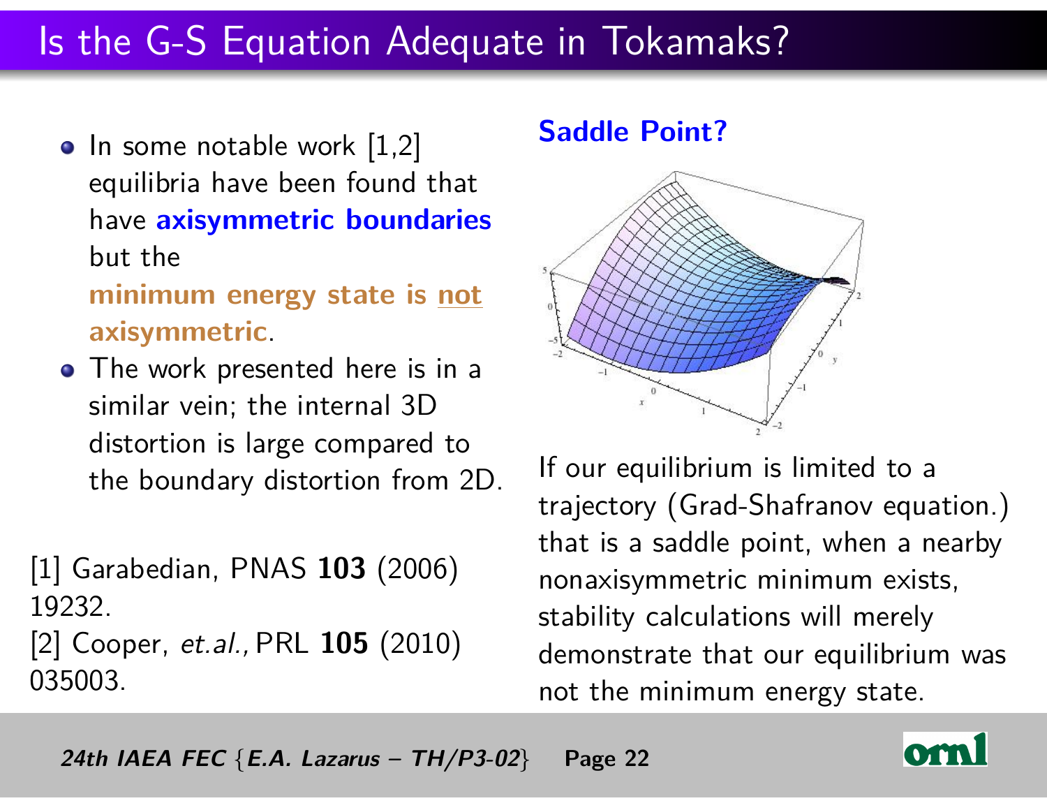# Is the G-S Equation Adequate in Tokamaks?

- In some notable work [1,2] equilibria have been found that have **axisymmetric boundaries** but the **minimum energy state is not axisymmetric**.
- The work presented here is in a similar vein; the internal 3D distortion is large compared to the boundary distortion from 2D.

[1] Garabedian, PNAS **103** (2006) 19232.
[2] Cooper, *et.al.,* PRL **105** (2010) 035003.

**Saddle Point?**

5
0
-5
-2
-1
0
1
2
x
2
1
0
y
-1
-2

If our equilibrium is limited to a trajectory (Grad-Shafranov equation.) that is a saddle point, when a nearby nonaxisymmetric minimum exists, stability calculations will merely demonstrate that our equilibrium was not the minimum energy state.